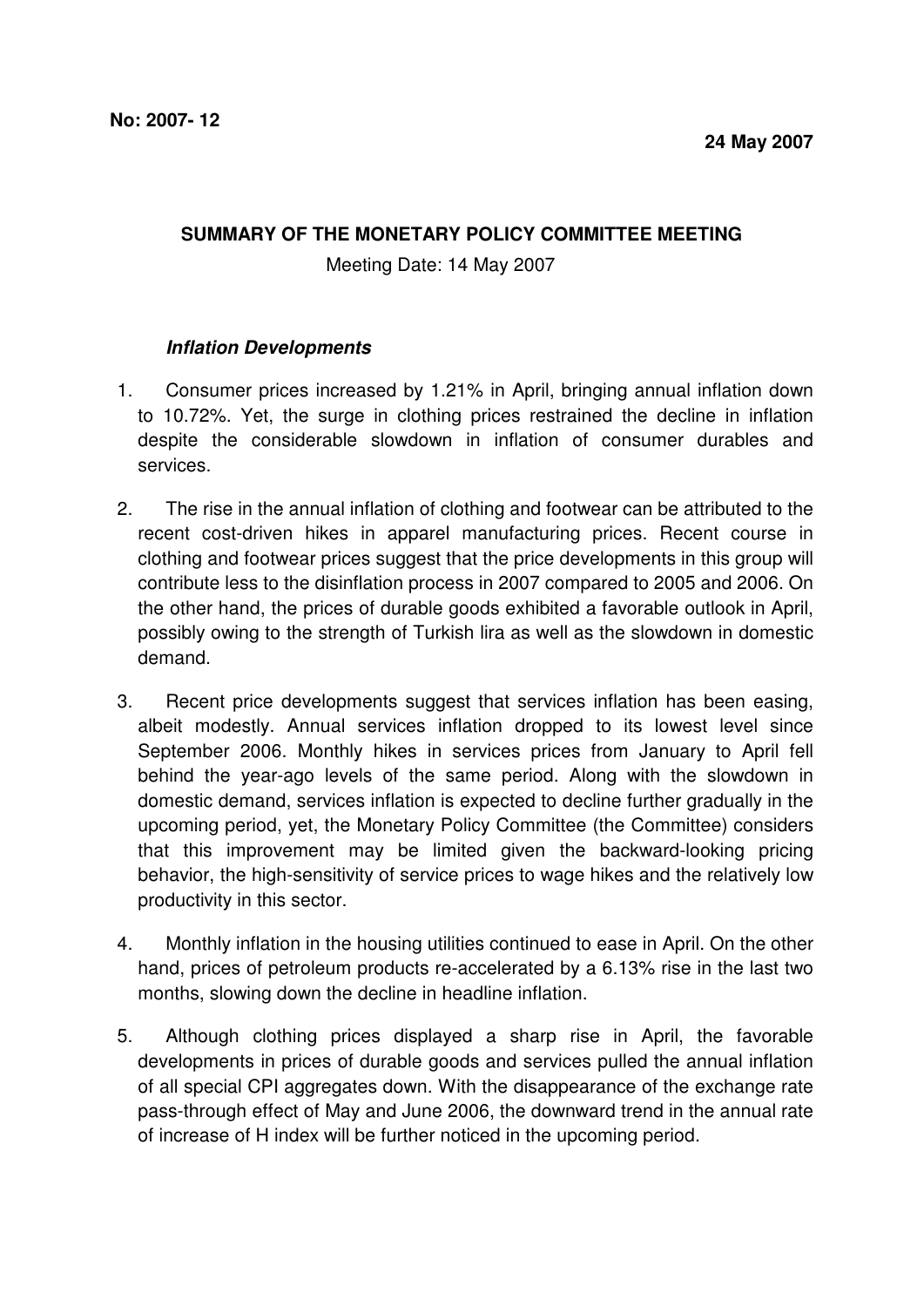**No: 2007- 12**

**24 May 2007**

## SUMMARY OF THE MONETARY POLICY COMMITTEE MEETING

Meeting Date: 14 May 2007

### *Inflation Developments*

1. Consumer prices increased by 1.21% in April, bringing annual inflation down to 10.72%. Yet, the surge in clothing prices restrained the decline in inflation despite the considerable slowdown in inflation of consumer durables and services.

2. The rise in the annual inflation of clothing and footwear can be attributed to the recent cost-driven hikes in apparel manufacturing prices. Recent course in clothing and footwear prices suggest that the price developments in this group will contribute less to the disinflation process in 2007 compared to 2005 and 2006. On the other hand, the prices of durable goods exhibited a favorable outlook in April, possibly owing to the strength of Turkish lira as well as the slowdown in domestic demand.

3. Recent price developments suggest that services inflation has been easing, albeit modestly. Annual services inflation dropped to its lowest level since September 2006. Monthly hikes in services prices from January to April fell behind the year-ago levels of the same period. Along with the slowdown in domestic demand, services inflation is expected to decline further gradually in the upcoming period, yet, the Monetary Policy Committee (the Committee) considers that this improvement may be limited given the backward-looking pricing behavior, the high-sensitivity of service prices to wage hikes and the relatively low productivity in this sector.

4. Monthly inflation in the housing utilities continued to ease in April. On the other hand, prices of petroleum products re-accelerated by a 6.13% rise in the last two months, slowing down the decline in headline inflation.

5. Although clothing prices displayed a sharp rise in April, the favorable developments in prices of durable goods and services pulled the annual inflation of all special CPI aggregates down. With the disappearance of the exchange rate pass-through effect of May and June 2006, the downward trend in the annual rate of increase of H index will be further noticed in the upcoming period.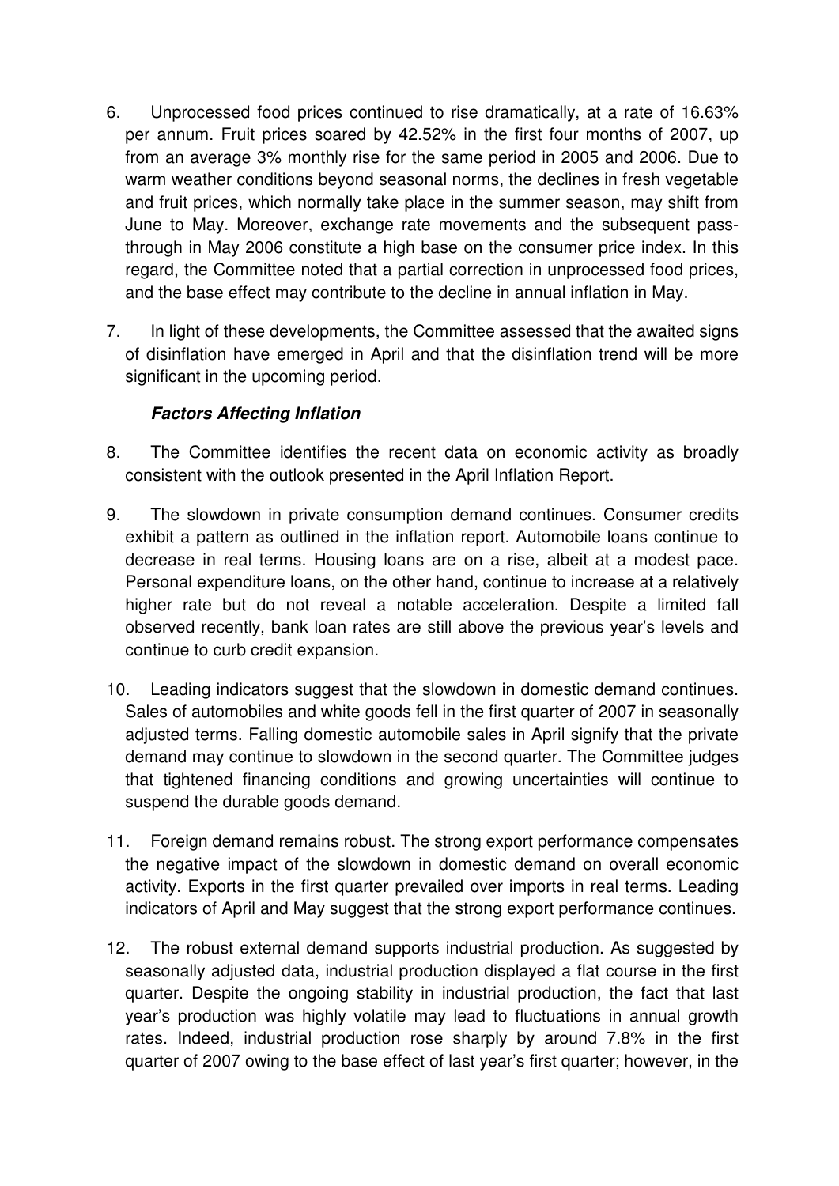6. Unprocessed food prices continued to rise dramatically, at a rate of 16.63% per annum. Fruit prices soared by 42.52% in the first four months of 2007, up from an average 3% monthly rise for the same period in 2005 and 2006. Due to warm weather conditions beyond seasonal norms, the declines in fresh vegetable and fruit prices, which normally take place in the summer season, may shift from June to May. Moreover, exchange rate movements and the subsequent pass-through in May 2006 constitute a high base on the consumer price index. In this regard, the Committee noted that a partial correction in unprocessed food prices, and the base effect may contribute to the decline in annual inflation in May.

7. In light of these developments, the Committee assessed that the awaited signs of disinflation have emerged in April and that the disinflation trend will be more significant in the upcoming period.

***Factors Affecting Inflation***

8. The Committee identifies the recent data on economic activity as broadly consistent with the outlook presented in the April Inflation Report.

9. The slowdown in private consumption demand continues. Consumer credits exhibit a pattern as outlined in the inflation report. Automobile loans continue to decrease in real terms. Housing loans are on a rise, albeit at a modest pace. Personal expenditure loans, on the other hand, continue to increase at a relatively higher rate but do not reveal a notable acceleration. Despite a limited fall observed recently, bank loan rates are still above the previous year's levels and continue to curb credit expansion.

10. Leading indicators suggest that the slowdown in domestic demand continues. Sales of automobiles and white goods fell in the first quarter of 2007 in seasonally adjusted terms. Falling domestic automobile sales in April signify that the private demand may continue to slowdown in the second quarter. The Committee judges that tightened financing conditions and growing uncertainties will continue to suspend the durable goods demand.

11. Foreign demand remains robust. The strong export performance compensates the negative impact of the slowdown in domestic demand on overall economic activity. Exports in the first quarter prevailed over imports in real terms. Leading indicators of April and May suggest that the strong export performance continues.

12. The robust external demand supports industrial production. As suggested by seasonally adjusted data, industrial production displayed a flat course in the first quarter. Despite the ongoing stability in industrial production, the fact that last year's production was highly volatile may lead to fluctuations in annual growth rates. Indeed, industrial production rose sharply by around 7.8% in the first quarter of 2007 owing to the base effect of last year's first quarter; however, in the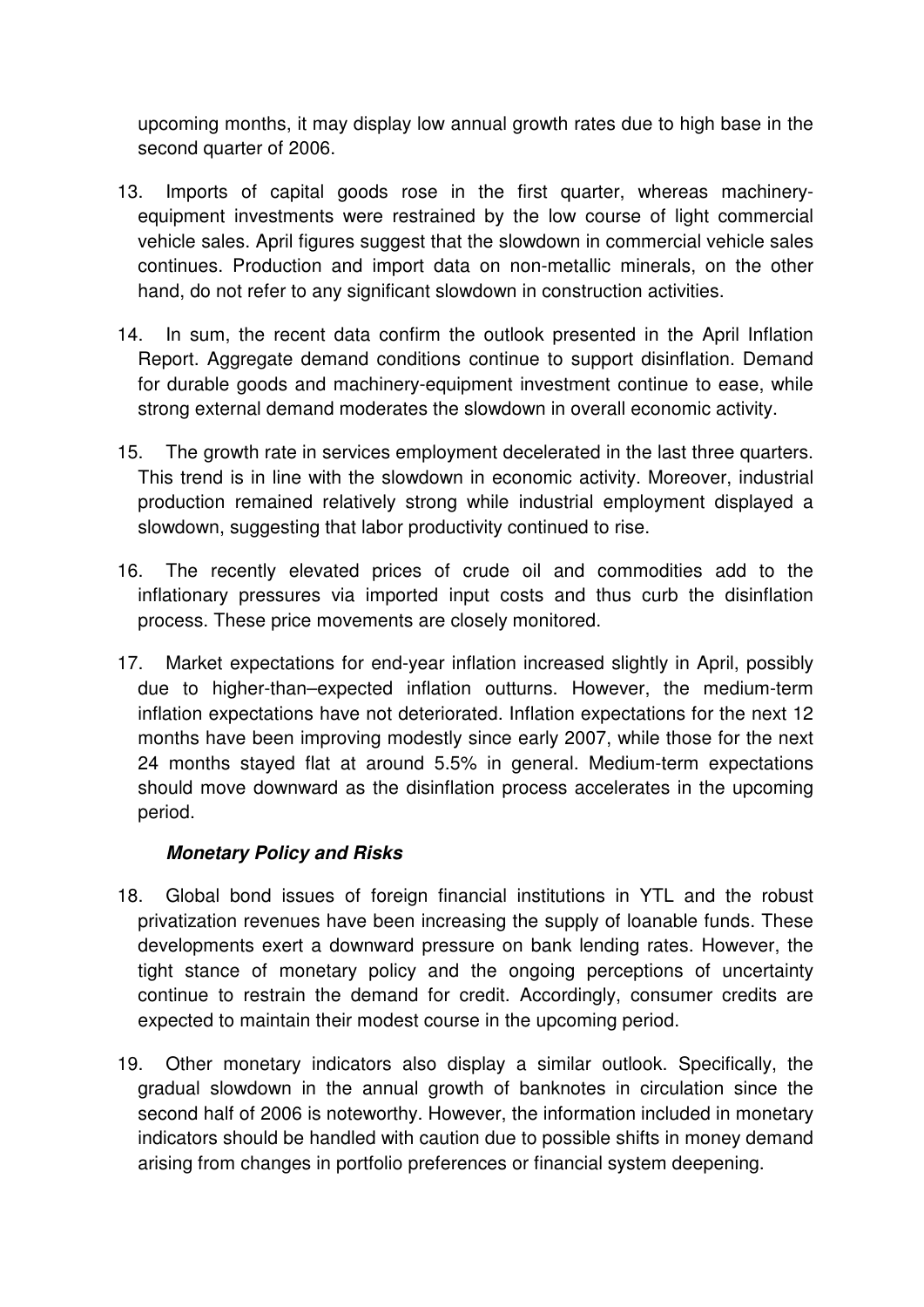upcoming months, it may display low annual growth rates due to high base in the second quarter of 2006.

13. Imports of capital goods rose in the first quarter, whereas machinery-equipment investments were restrained by the low course of light commercial vehicle sales. April figures suggest that the slowdown in commercial vehicle sales continues. Production and import data on non-metallic minerals, on the other hand, do not refer to any significant slowdown in construction activities.

14. In sum, the recent data confirm the outlook presented in the April Inflation Report. Aggregate demand conditions continue to support disinflation. Demand for durable goods and machinery-equipment investment continue to ease, while strong external demand moderates the slowdown in overall economic activity.

15. The growth rate in services employment decelerated in the last three quarters. This trend is in line with the slowdown in economic activity. Moreover, industrial production remained relatively strong while industrial employment displayed a slowdown, suggesting that labor productivity continued to rise.

16. The recently elevated prices of crude oil and commodities add to the inflationary pressures via imported input costs and thus curb the disinflation process. These price movements are closely monitored.

17. Market expectations for end-year inflation increased slightly in April, possibly due to higher-than–expected inflation outturns. However, the medium-term inflation expectations have not deteriorated. Inflation expectations for the next 12 months have been improving modestly since early 2007, while those for the next 24 months stayed flat at around 5.5% in general. Medium-term expectations should move downward as the disinflation process accelerates in the upcoming period.

### *Monetary Policy and Risks*

18. Global bond issues of foreign financial institutions in YTL and the robust privatization revenues have been increasing the supply of loanable funds. These developments exert a downward pressure on bank lending rates. However, the tight stance of monetary policy and the ongoing perceptions of uncertainty continue to restrain the demand for credit. Accordingly, consumer credits are expected to maintain their modest course in the upcoming period.

19. Other monetary indicators also display a similar outlook. Specifically, the gradual slowdown in the annual growth of banknotes in circulation since the second half of 2006 is noteworthy. However, the information included in monetary indicators should be handled with caution due to possible shifts in money demand arising from changes in portfolio preferences or financial system deepening.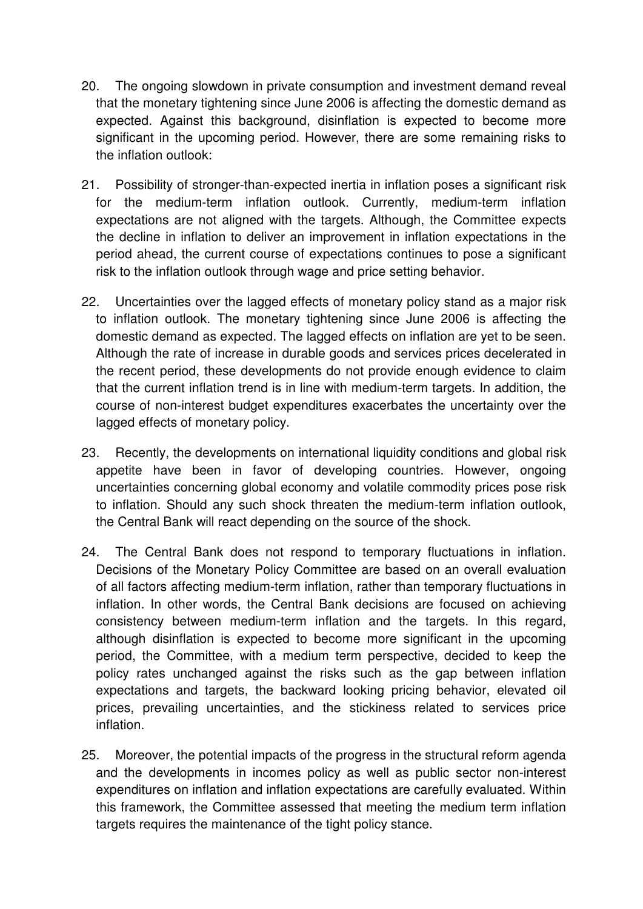20. The ongoing slowdown in private consumption and investment demand reveal that the monetary tightening since June 2006 is affecting the domestic demand as expected. Against this background, disinflation is expected to become more significant in the upcoming period. However, there are some remaining risks to the inflation outlook:

21. Possibility of stronger-than-expected inertia in inflation poses a significant risk for the medium-term inflation outlook. Currently, medium-term inflation expectations are not aligned with the targets. Although, the Committee expects the decline in inflation to deliver an improvement in inflation expectations in the period ahead, the current course of expectations continues to pose a significant risk to the inflation outlook through wage and price setting behavior.

22. Uncertainties over the lagged effects of monetary policy stand as a major risk to inflation outlook. The monetary tightening since June 2006 is affecting the domestic demand as expected. The lagged effects on inflation are yet to be seen. Although the rate of increase in durable goods and services prices decelerated in the recent period, these developments do not provide enough evidence to claim that the current inflation trend is in line with medium-term targets. In addition, the course of non-interest budget expenditures exacerbates the uncertainty over the lagged effects of monetary policy.

23. Recently, the developments on international liquidity conditions and global risk appetite have been in favor of developing countries. However, ongoing uncertainties concerning global economy and volatile commodity prices pose risk to inflation. Should any such shock threaten the medium-term inflation outlook, the Central Bank will react depending on the source of the shock.

24. The Central Bank does not respond to temporary fluctuations in inflation. Decisions of the Monetary Policy Committee are based on an overall evaluation of all factors affecting medium-term inflation, rather than temporary fluctuations in inflation. In other words, the Central Bank decisions are focused on achieving consistency between medium-term inflation and the targets. In this regard, although disinflation is expected to become more significant in the upcoming period, the Committee, with a medium term perspective, decided to keep the policy rates unchanged against the risks such as the gap between inflation expectations and targets, the backward looking pricing behavior, elevated oil prices, prevailing uncertainties, and the stickiness related to services price inflation.

25. Moreover, the potential impacts of the progress in the structural reform agenda and the developments in incomes policy as well as public sector non-interest expenditures on inflation and inflation expectations are carefully evaluated. Within this framework, the Committee assessed that meeting the medium term inflation targets requires the maintenance of the tight policy stance.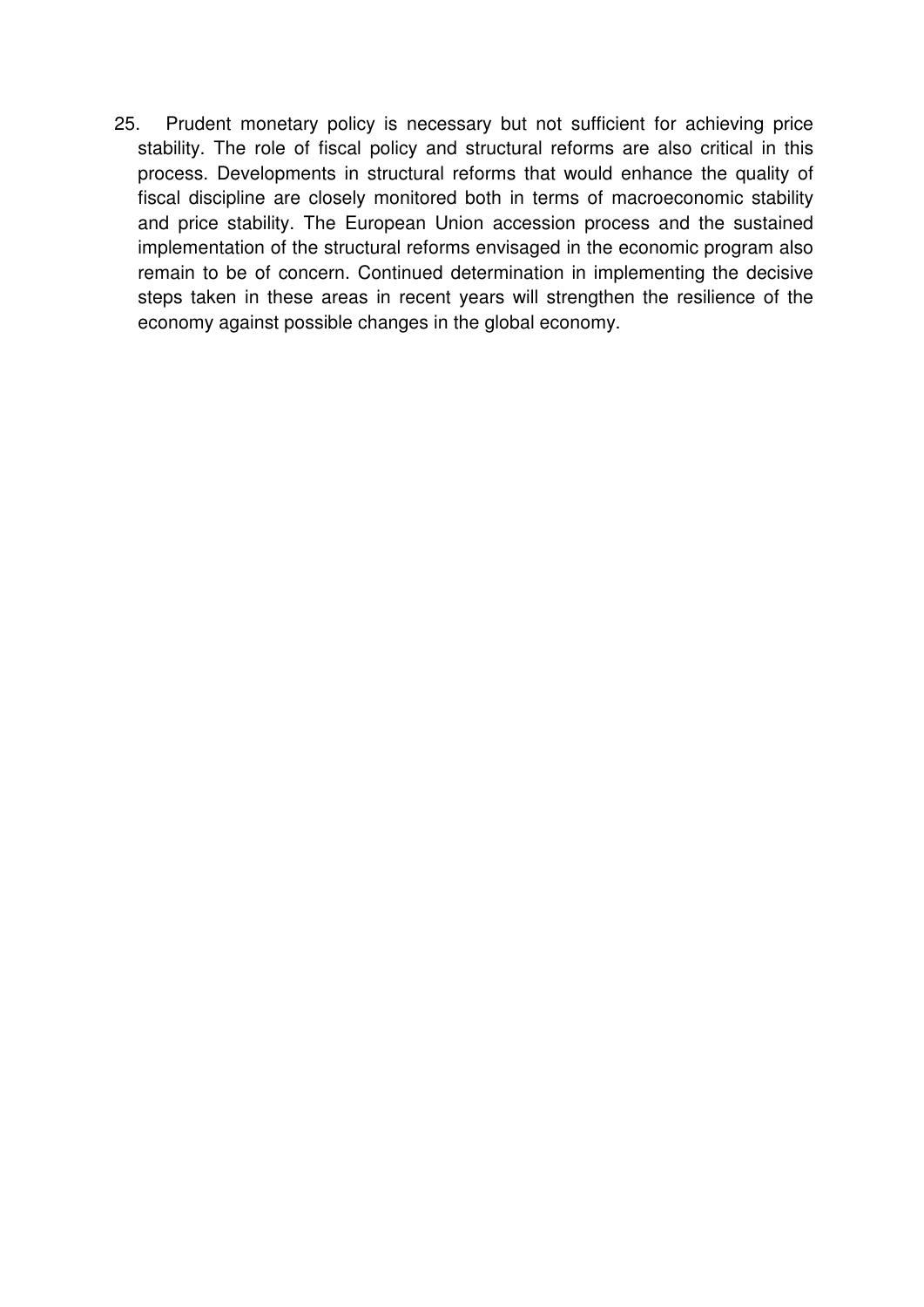25. Prudent monetary policy is necessary but not sufficient for achieving price stability. The role of fiscal policy and structural reforms are also critical in this process. Developments in structural reforms that would enhance the quality of fiscal discipline are closely monitored both in terms of macroeconomic stability and price stability. The European Union accession process and the sustained implementation of the structural reforms envisaged in the economic program also remain to be of concern. Continued determination in implementing the decisive steps taken in these areas in recent years will strengthen the resilience of the economy against possible changes in the global economy.